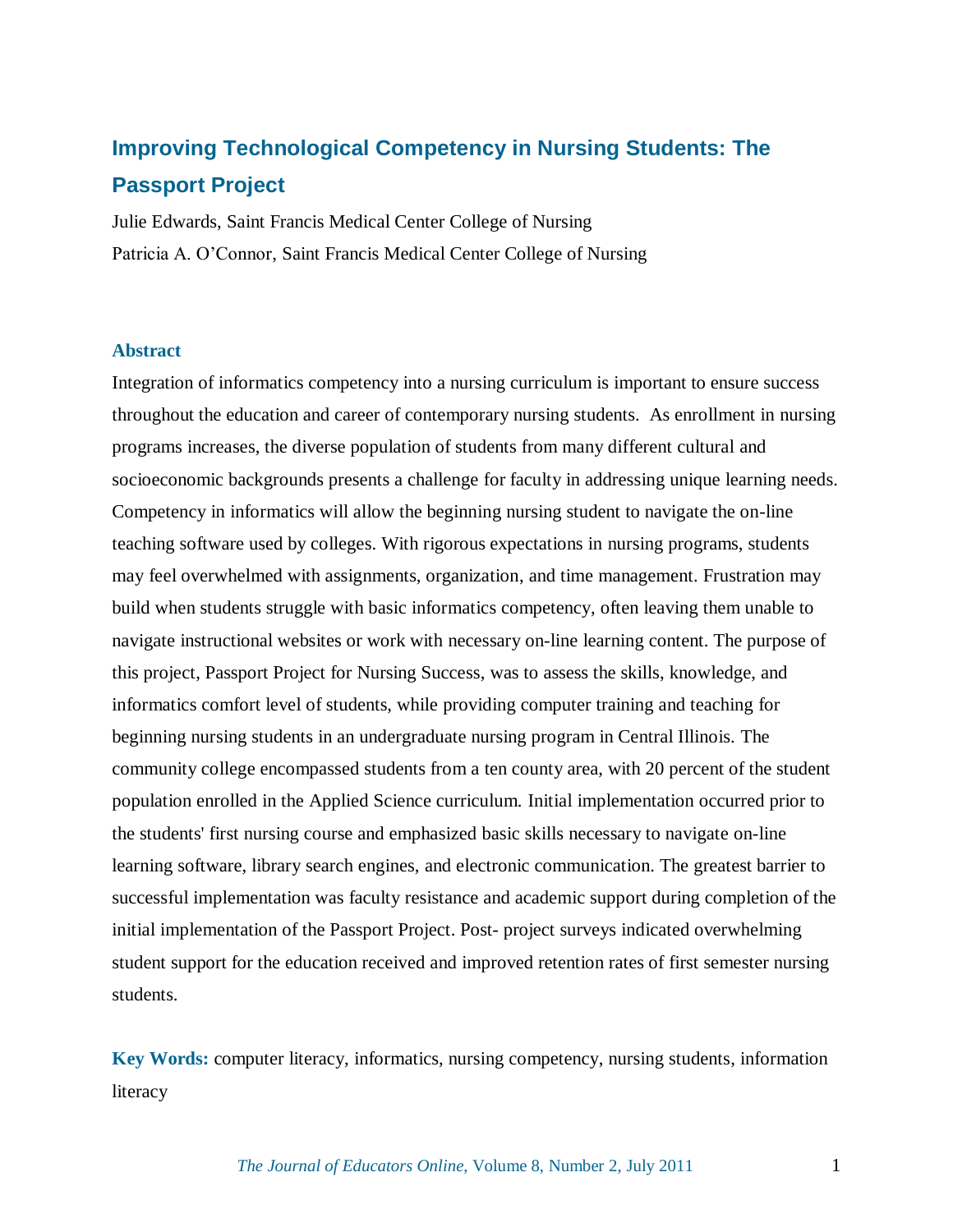# Improving Technological Competency in Nursing Students: The Passport Project

Julie Edwards, Saint Francis Medical Center College of Nursing

Patricia A. O'Connor, Saint Francis Medical Center College of Nursing

## Abstract

Integration of informatics competency into a nursing curriculum is important to ensure success throughout the education and career of contemporary nursing students. As enrollment in nursing programs increases, the diverse population of students from many different cultural and socioeconomic backgrounds presents a challenge for faculty in addressing unique learning needs. Competency in informatics will allow the beginning nursing student to navigate the on-line teaching software used by colleges. With rigorous expectations in nursing programs, students may feel overwhelmed with assignments, organization, and time management. Frustration may build when students struggle with basic informatics competency, often leaving them unable to navigate instructional websites or work with necessary on-line learning content. The purpose of this project, Passport Project for Nursing Success, was to assess the skills, knowledge, and informatics comfort level of students, while providing computer training and teaching for beginning nursing students in an undergraduate nursing program in Central Illinois. The community college encompassed students from a ten county area, with 20 percent of the student population enrolled in the Applied Science curriculum. Initial implementation occurred prior to the students' first nursing course and emphasized basic skills necessary to navigate on-line learning software, library search engines, and electronic communication. The greatest barrier to successful implementation was faculty resistance and academic support during completion of the initial implementation of the Passport Project. Post- project surveys indicated overwhelming student support for the education received and improved retention rates of first semester nursing students.

**Key Words:** computer literacy, informatics, nursing competency, nursing students, information literacy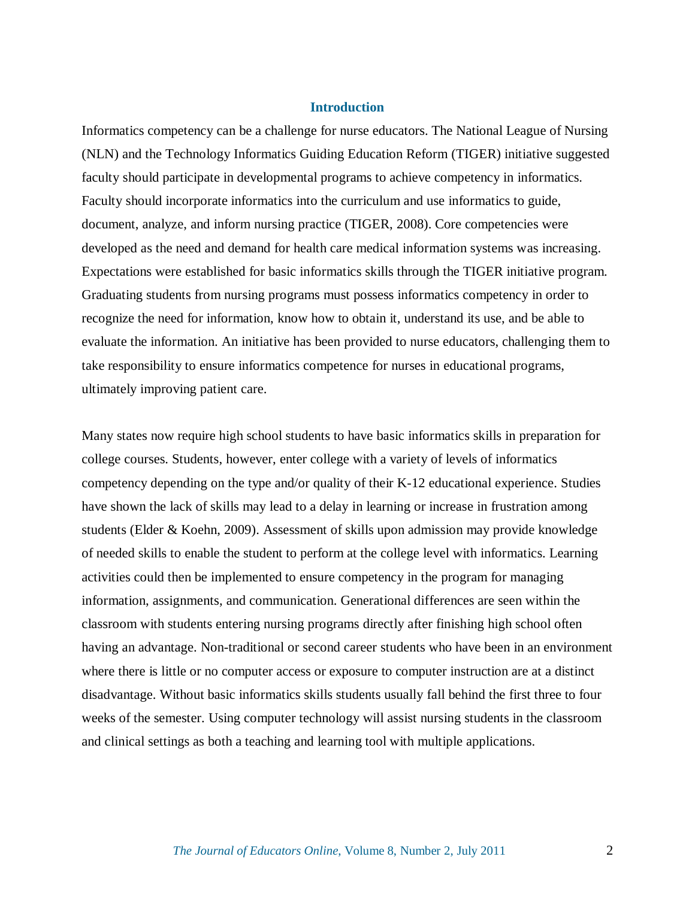## Introduction

Informatics competency can be a challenge for nurse educators. The National League of Nursing (NLN) and the Technology Informatics Guiding Education Reform (TIGER) initiative suggested faculty should participate in developmental programs to achieve competency in informatics. Faculty should incorporate informatics into the curriculum and use informatics to guide, document, analyze, and inform nursing practice (TIGER, 2008). Core competencies were developed as the need and demand for health care medical information systems was increasing. Expectations were established for basic informatics skills through the TIGER initiative program. Graduating students from nursing programs must possess informatics competency in order to recognize the need for information, know how to obtain it, understand its use, and be able to evaluate the information. An initiative has been provided to nurse educators, challenging them to take responsibility to ensure informatics competence for nurses in educational programs, ultimately improving patient care.

Many states now require high school students to have basic informatics skills in preparation for college courses. Students, however, enter college with a variety of levels of informatics competency depending on the type and/or quality of their K-12 educational experience. Studies have shown the lack of skills may lead to a delay in learning or increase in frustration among students (Elder & Koehn, 2009). Assessment of skills upon admission may provide knowledge of needed skills to enable the student to perform at the college level with informatics. Learning activities could then be implemented to ensure competency in the program for managing information, assignments, and communication. Generational differences are seen within the classroom with students entering nursing programs directly after finishing high school often having an advantage. Non-traditional or second career students who have been in an environment where there is little or no computer access or exposure to computer instruction are at a distinct disadvantage. Without basic informatics skills students usually fall behind the first three to four weeks of the semester. Using computer technology will assist nursing students in the classroom and clinical settings as both a teaching and learning tool with multiple applications.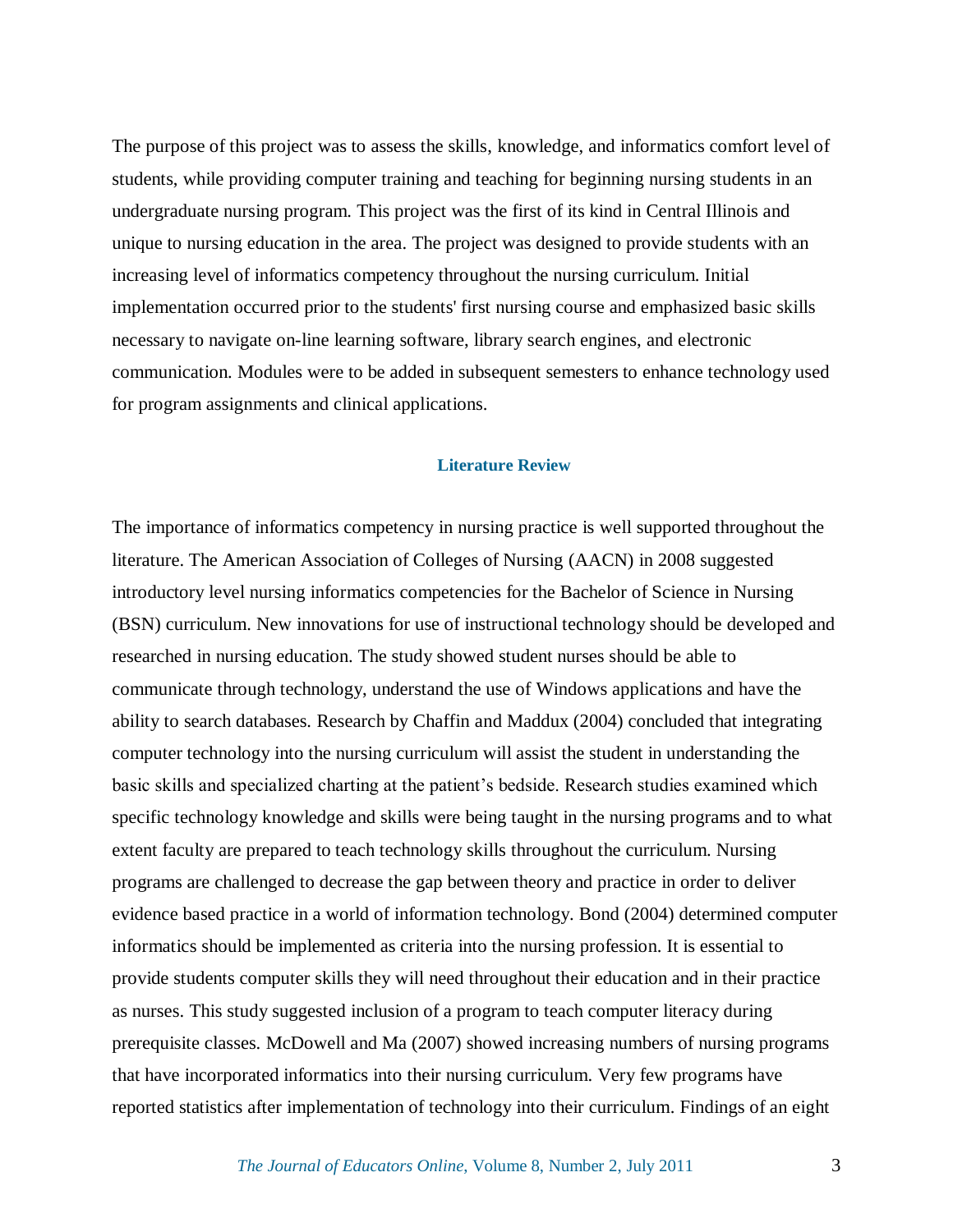The purpose of this project was to assess the skills, knowledge, and informatics comfort level of students, while providing computer training and teaching for beginning nursing students in an undergraduate nursing program. This project was the first of its kind in Central Illinois and unique to nursing education in the area. The project was designed to provide students with an increasing level of informatics competency throughout the nursing curriculum. Initial implementation occurred prior to the students' first nursing course and emphasized basic skills necessary to navigate on-line learning software, library search engines, and electronic communication. Modules were to be added in subsequent semesters to enhance technology used for program assignments and clinical applications.

## Literature Review

The importance of informatics competency in nursing practice is well supported throughout the literature. The American Association of Colleges of Nursing (AACN) in 2008 suggested introductory level nursing informatics competencies for the Bachelor of Science in Nursing (BSN) curriculum. New innovations for use of instructional technology should be developed and researched in nursing education. The study showed student nurses should be able to communicate through technology, understand the use of Windows applications and have the ability to search databases. Research by Chaffin and Maddux (2004) concluded that integrating computer technology into the nursing curriculum will assist the student in understanding the basic skills and specialized charting at the patient's bedside. Research studies examined which specific technology knowledge and skills were being taught in the nursing programs and to what extent faculty are prepared to teach technology skills throughout the curriculum. Nursing programs are challenged to decrease the gap between theory and practice in order to deliver evidence based practice in a world of information technology. Bond (2004) determined computer informatics should be implemented as criteria into the nursing profession. It is essential to provide students computer skills they will need throughout their education and in their practice as nurses. This study suggested inclusion of a program to teach computer literacy during prerequisite classes. McDowell and Ma (2007) showed increasing numbers of nursing programs that have incorporated informatics into their nursing curriculum. Very few programs have reported statistics after implementation of technology into their curriculum. Findings of an eight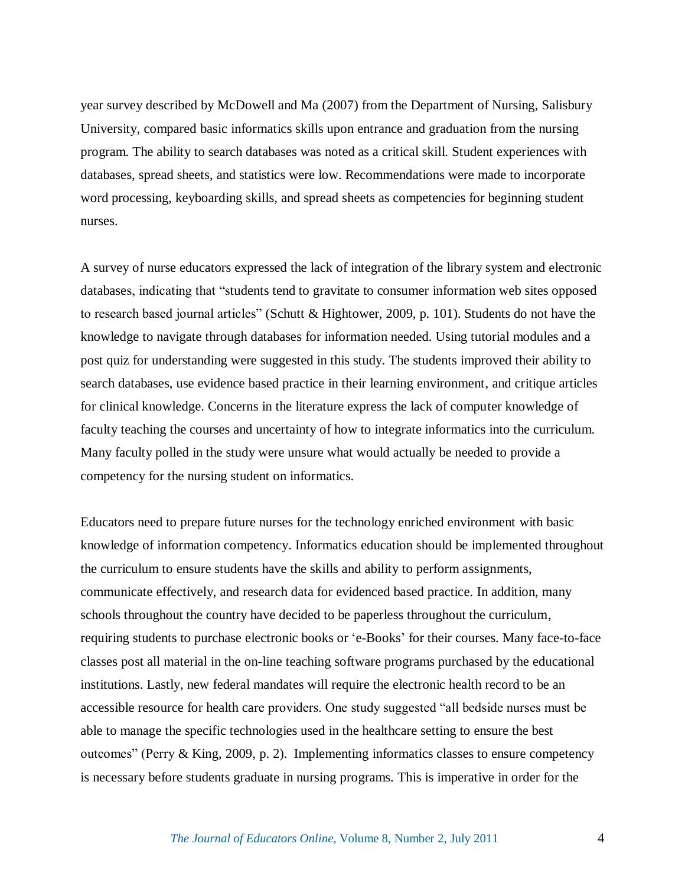year survey described by McDowell and Ma (2007) from the Department of Nursing, Salisbury University, compared basic informatics skills upon entrance and graduation from the nursing program. The ability to search databases was noted as a critical skill. Student experiences with databases, spread sheets, and statistics were low. Recommendations were made to incorporate word processing, keyboarding skills, and spread sheets as competencies for beginning student nurses.

A survey of nurse educators expressed the lack of integration of the library system and electronic databases, indicating that "students tend to gravitate to consumer information web sites opposed to research based journal articles" (Schutt & Hightower, 2009, p. 101). Students do not have the knowledge to navigate through databases for information needed. Using tutorial modules and a post quiz for understanding were suggested in this study. The students improved their ability to search databases, use evidence based practice in their learning environment, and critique articles for clinical knowledge. Concerns in the literature express the lack of computer knowledge of faculty teaching the courses and uncertainty of how to integrate informatics into the curriculum. Many faculty polled in the study were unsure what would actually be needed to provide a competency for the nursing student on informatics.

Educators need to prepare future nurses for the technology enriched environment with basic knowledge of information competency. Informatics education should be implemented throughout the curriculum to ensure students have the skills and ability to perform assignments, communicate effectively, and research data for evidenced based practice. In addition, many schools throughout the country have decided to be paperless throughout the curriculum, requiring students to purchase electronic books or 'e-Books' for their courses. Many face-to-face classes post all material in the on-line teaching software programs purchased by the educational institutions. Lastly, new federal mandates will require the electronic health record to be an accessible resource for health care providers. One study suggested "all bedside nurses must be able to manage the specific technologies used in the healthcare setting to ensure the best outcomes" (Perry & King, 2009, p. 2). Implementing informatics classes to ensure competency is necessary before students graduate in nursing programs. This is imperative in order for the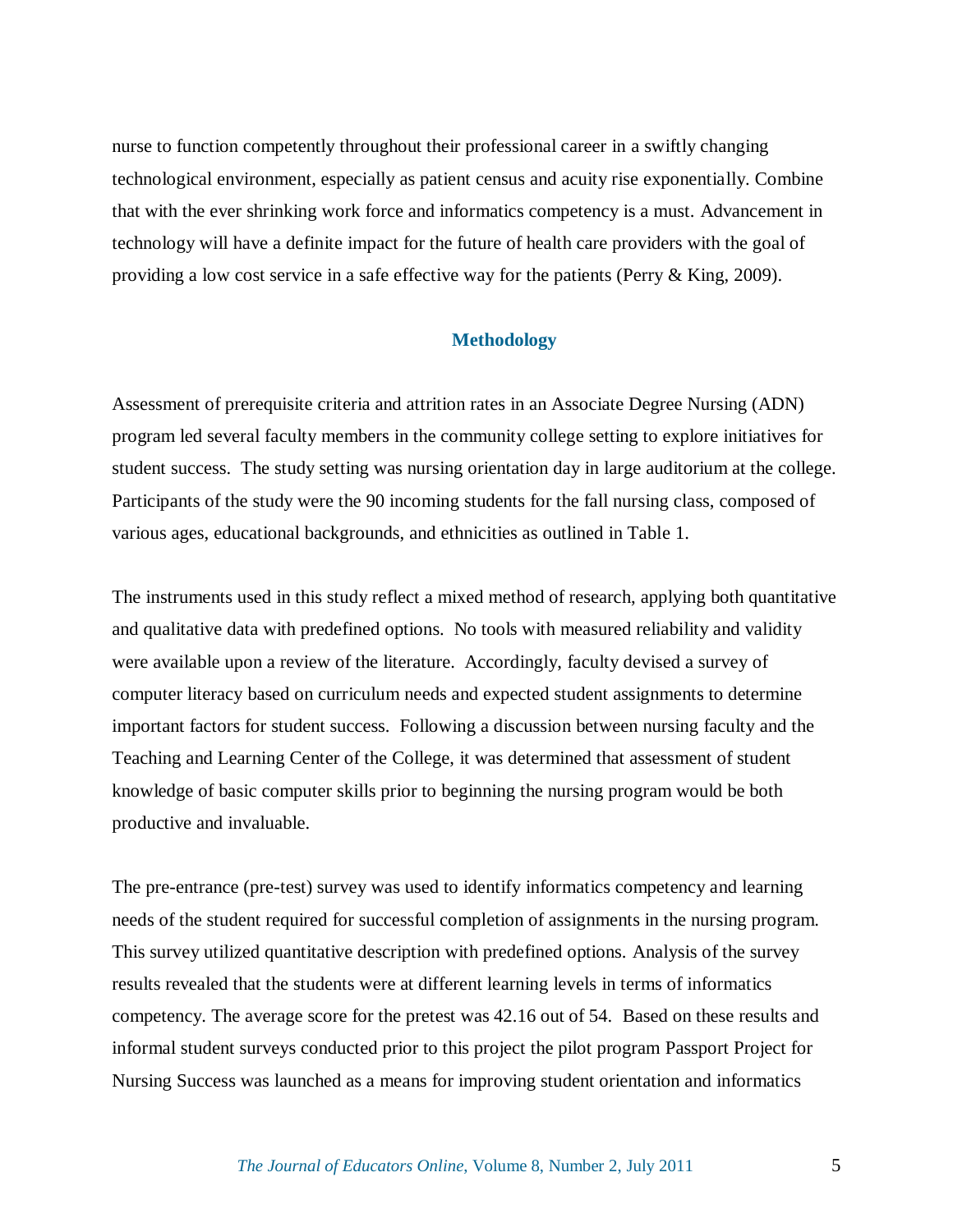nurse to function competently throughout their professional career in a swiftly changing technological environment, especially as patient census and acuity rise exponentially. Combine that with the ever shrinking work force and informatics competency is a must. Advancement in technology will have a definite impact for the future of health care providers with the goal of providing a low cost service in a safe effective way for the patients (Perry & King, 2009).

## Methodology

Assessment of prerequisite criteria and attrition rates in an Associate Degree Nursing (ADN) program led several faculty members in the community college setting to explore initiatives for student success. The study setting was nursing orientation day in large auditorium at the college. Participants of the study were the 90 incoming students for the fall nursing class, composed of various ages, educational backgrounds, and ethnicities as outlined in Table 1.

The instruments used in this study reflect a mixed method of research, applying both quantitative and qualitative data with predefined options. No tools with measured reliability and validity were available upon a review of the literature. Accordingly, faculty devised a survey of computer literacy based on curriculum needs and expected student assignments to determine important factors for student success. Following a discussion between nursing faculty and the Teaching and Learning Center of the College, it was determined that assessment of student knowledge of basic computer skills prior to beginning the nursing program would be both productive and invaluable.

The pre-entrance (pre-test) survey was used to identify informatics competency and learning needs of the student required for successful completion of assignments in the nursing program. This survey utilized quantitative description with predefined options. Analysis of the survey results revealed that the students were at different learning levels in terms of informatics competency. The average score for the pretest was 42.16 out of 54. Based on these results and informal student surveys conducted prior to this project the pilot program Passport Project for Nursing Success was launched as a means for improving student orientation and informatics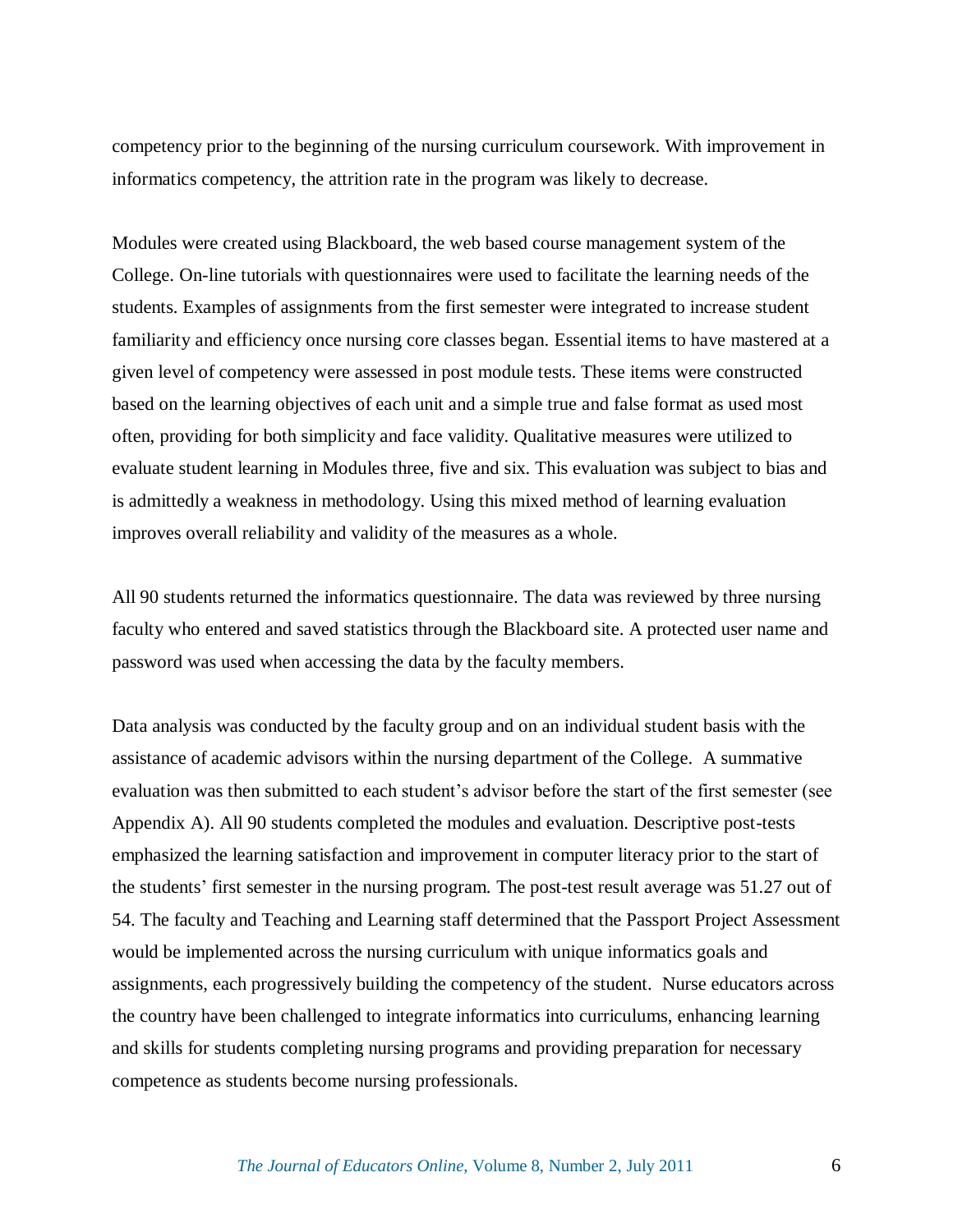competency prior to the beginning of the nursing curriculum coursework. With improvement in informatics competency, the attrition rate in the program was likely to decrease.

Modules were created using Blackboard, the web based course management system of the College. On-line tutorials with questionnaires were used to facilitate the learning needs of the students. Examples of assignments from the first semester were integrated to increase student familiarity and efficiency once nursing core classes began. Essential items to have mastered at a given level of competency were assessed in post module tests. These items were constructed based on the learning objectives of each unit and a simple true and false format as used most often, providing for both simplicity and face validity. Qualitative measures were utilized to evaluate student learning in Modules three, five and six. This evaluation was subject to bias and is admittedly a weakness in methodology. Using this mixed method of learning evaluation improves overall reliability and validity of the measures as a whole.

All 90 students returned the informatics questionnaire. The data was reviewed by three nursing faculty who entered and saved statistics through the Blackboard site. A protected user name and password was used when accessing the data by the faculty members.

Data analysis was conducted by the faculty group and on an individual student basis with the assistance of academic advisors within the nursing department of the College. A summative evaluation was then submitted to each student's advisor before the start of the first semester (see Appendix A). All 90 students completed the modules and evaluation. Descriptive post-tests emphasized the learning satisfaction and improvement in computer literacy prior to the start of the students' first semester in the nursing program. The post-test result average was 51.27 out of 54. The faculty and Teaching and Learning staff determined that the Passport Project Assessment would be implemented across the nursing curriculum with unique informatics goals and assignments, each progressively building the competency of the student. Nurse educators across the country have been challenged to integrate informatics into curriculums, enhancing learning and skills for students completing nursing programs and providing preparation for necessary competence as students become nursing professionals.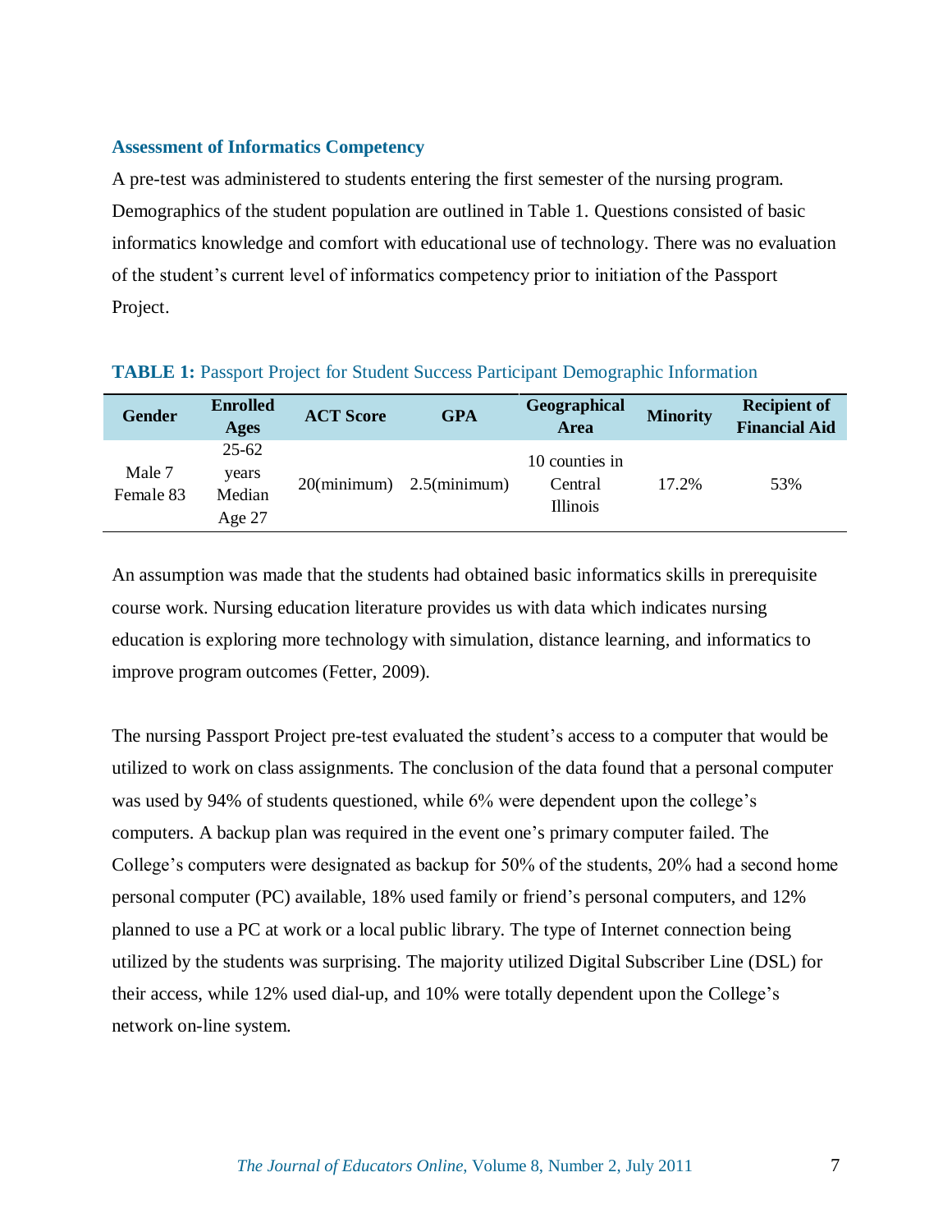### Assessment of Informatics Competency

A pre-test was administered to students entering the first semester of the nursing program. Demographics of the student population are outlined in Table 1. Questions consisted of basic informatics knowledge and comfort with educational use of technology. There was no evaluation of the student's current level of informatics competency prior to initiation of the Passport Project.

**TABLE 1:** Passport Project for Student Success Participant Demographic Information

| Gender | Enrolled Ages | ACT Score | GPA | Geographical Area | Minority | Recipient of Financial Aid |
|---|---|---|---|---|---|---|
| Male 7 Female 83 | 25-62 years Median Age 27 | 20(minimum) | 2.5(minimum) | 10 counties in Central Illinois | 17.2% | 53% |

An assumption was made that the students had obtained basic informatics skills in prerequisite course work. Nursing education literature provides us with data which indicates nursing education is exploring more technology with simulation, distance learning, and informatics to improve program outcomes (Fetter, 2009).

The nursing Passport Project pre-test evaluated the student's access to a computer that would be utilized to work on class assignments. The conclusion of the data found that a personal computer was used by 94% of students questioned, while 6% were dependent upon the college's computers. A backup plan was required in the event one's primary computer failed. The College's computers were designated as backup for 50% of the students, 20% had a second home personal computer (PC) available, 18% used family or friend's personal computers, and 12% planned to use a PC at work or a local public library. The type of Internet connection being utilized by the students was surprising. The majority utilized Digital Subscriber Line (DSL) for their access, while 12% used dial-up, and 10% were totally dependent upon the College's network on-line system.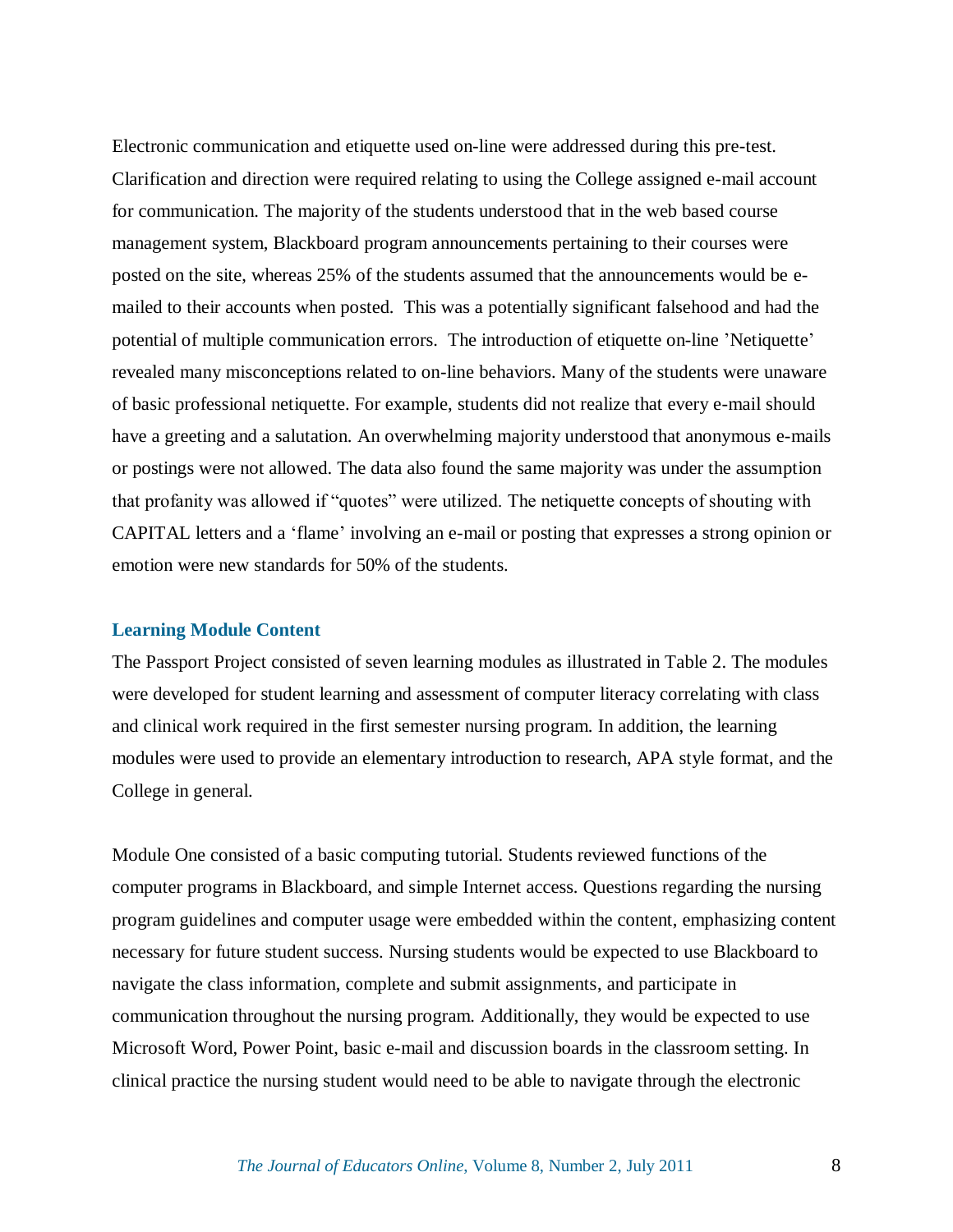Electronic communication and etiquette used on-line were addressed during this pre-test. Clarification and direction were required relating to using the College assigned e-mail account for communication. The majority of the students understood that in the web based course management system, Blackboard program announcements pertaining to their courses were posted on the site, whereas 25% of the students assumed that the announcements would be e-mailed to their accounts when posted. This was a potentially significant falsehood and had the potential of multiple communication errors. The introduction of etiquette on-line 'Netiquette' revealed many misconceptions related to on-line behaviors. Many of the students were unaware of basic professional netiquette. For example, students did not realize that every e-mail should have a greeting and a salutation. An overwhelming majority understood that anonymous e-mails or postings were not allowed. The data also found the same majority was under the assumption that profanity was allowed if "quotes" were utilized. The netiquette concepts of shouting with CAPITAL letters and a 'flame' involving an e-mail or posting that expresses a strong opinion or emotion were new standards for 50% of the students.

### Learning Module Content

The Passport Project consisted of seven learning modules as illustrated in Table 2. The modules were developed for student learning and assessment of computer literacy correlating with class and clinical work required in the first semester nursing program. In addition, the learning modules were used to provide an elementary introduction to research, APA style format, and the College in general.

Module One consisted of a basic computing tutorial. Students reviewed functions of the computer programs in Blackboard, and simple Internet access. Questions regarding the nursing program guidelines and computer usage were embedded within the content, emphasizing content necessary for future student success. Nursing students would be expected to use Blackboard to navigate the class information, complete and submit assignments, and participate in communication throughout the nursing program. Additionally, they would be expected to use Microsoft Word, Power Point, basic e-mail and discussion boards in the classroom setting. In clinical practice the nursing student would need to be able to navigate through the electronic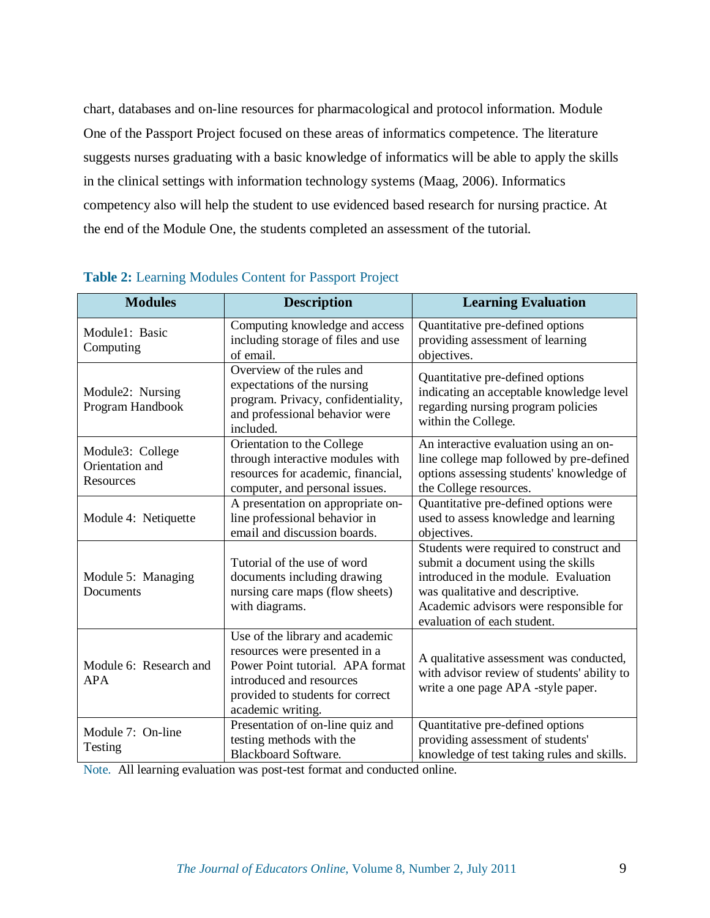chart, databases and on-line resources for pharmacological and protocol information. Module One of the Passport Project focused on these areas of informatics competence. The literature suggests nurses graduating with a basic knowledge of informatics will be able to apply the skills in the clinical settings with information technology systems (Maag, 2006). Informatics competency also will help the student to use evidenced based research for nursing practice. At the end of the Module One, the students completed an assessment of the tutorial.

**Table 2:** Learning Modules Content for Passport Project

| Modules | Description | Learning Evaluation |
|---|---|---|
| Module1: Basic Computing | Computing knowledge and access including storage of files and use of email. | Quantitative pre-defined options providing assessment of learning objectives. |
| Module2: Nursing Program Handbook | Overview of the rules and expectations of the nursing program. Privacy, confidentiality, and professional behavior were included. | Quantitative pre-defined options indicating an acceptable knowledge level regarding nursing program policies within the College. |
| Module3: College Orientation and Resources | Orientation to the College through interactive modules with resources for academic, financial, computer, and personal issues. | An interactive evaluation using an on-line college map followed by pre-defined options assessing students' knowledge of the College resources. |
| Module 4: Netiquette | A presentation on appropriate on-line professional behavior in email and discussion boards. | Quantitative pre-defined options were used to assess knowledge and learning objectives. |
| Module 5: Managing Documents | Tutorial of the use of word documents including drawing nursing care maps (flow sheets) with diagrams. | Students were required to construct and submit a document using the skills introduced in the module. Evaluation was qualitative and descriptive. Academic advisors were responsible for evaluation of each student. |
| Module 6: Research and APA | Use of the library and academic resources were presented in a Power Point tutorial. APA format introduced and resources provided to students for correct academic writing. | A qualitative assessment was conducted, with advisor review of students' ability to write a one page APA -style paper. |
| Module 7: On-line Testing | Presentation of on-line quiz and testing methods with the Blackboard Software. | Quantitative pre-defined options providing assessment of students' knowledge of test taking rules and skills. |

Note. All learning evaluation was post-test format and conducted online.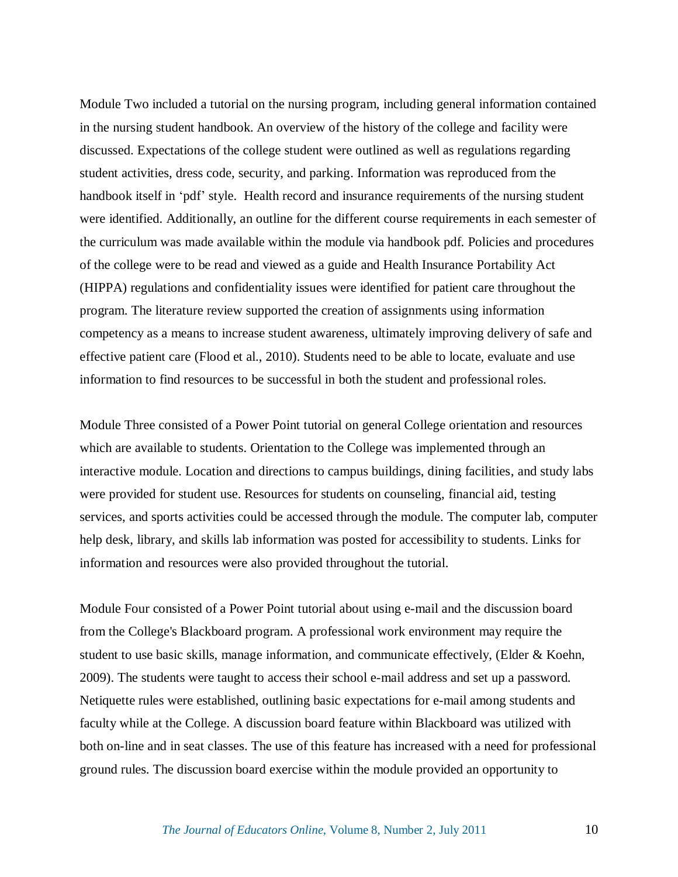Module Two included a tutorial on the nursing program, including general information contained in the nursing student handbook. An overview of the history of the college and facility were discussed. Expectations of the college student were outlined as well as regulations regarding student activities, dress code, security, and parking. Information was reproduced from the handbook itself in 'pdf' style. Health record and insurance requirements of the nursing student were identified. Additionally, an outline for the different course requirements in each semester of the curriculum was made available within the module via handbook pdf. Policies and procedures of the college were to be read and viewed as a guide and Health Insurance Portability Act (HIPPA) regulations and confidentiality issues were identified for patient care throughout the program. The literature review supported the creation of assignments using information competency as a means to increase student awareness, ultimately improving delivery of safe and effective patient care (Flood et al., 2010). Students need to be able to locate, evaluate and use information to find resources to be successful in both the student and professional roles.

Module Three consisted of a Power Point tutorial on general College orientation and resources which are available to students. Orientation to the College was implemented through an interactive module. Location and directions to campus buildings, dining facilities, and study labs were provided for student use. Resources for students on counseling, financial aid, testing services, and sports activities could be accessed through the module. The computer lab, computer help desk, library, and skills lab information was posted for accessibility to students. Links for information and resources were also provided throughout the tutorial.

Module Four consisted of a Power Point tutorial about using e-mail and the discussion board from the College's Blackboard program. A professional work environment may require the student to use basic skills, manage information, and communicate effectively, (Elder & Koehn, 2009). The students were taught to access their school e-mail address and set up a password. Netiquette rules were established, outlining basic expectations for e-mail among students and faculty while at the College. A discussion board feature within Blackboard was utilized with both on-line and in seat classes. The use of this feature has increased with a need for professional ground rules. The discussion board exercise within the module provided an opportunity to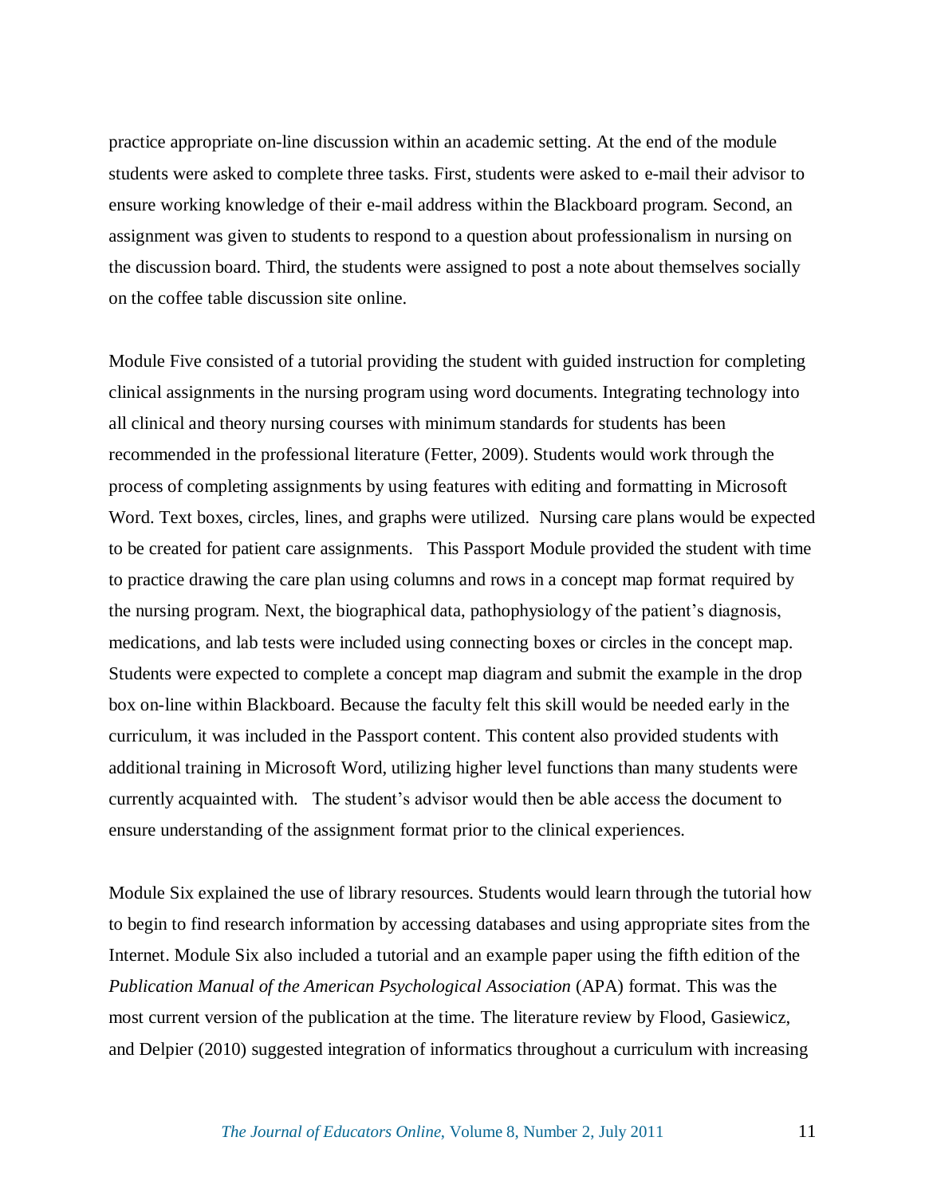practice appropriate on-line discussion within an academic setting. At the end of the module students were asked to complete three tasks. First, students were asked to e-mail their advisor to ensure working knowledge of their e-mail address within the Blackboard program. Second, an assignment was given to students to respond to a question about professionalism in nursing on the discussion board. Third, the students were assigned to post a note about themselves socially on the coffee table discussion site online.

Module Five consisted of a tutorial providing the student with guided instruction for completing clinical assignments in the nursing program using word documents. Integrating technology into all clinical and theory nursing courses with minimum standards for students has been recommended in the professional literature (Fetter, 2009). Students would work through the process of completing assignments by using features with editing and formatting in Microsoft Word. Text boxes, circles, lines, and graphs were utilized. Nursing care plans would be expected to be created for patient care assignments. This Passport Module provided the student with time to practice drawing the care plan using columns and rows in a concept map format required by the nursing program. Next, the biographical data, pathophysiology of the patient's diagnosis, medications, and lab tests were included using connecting boxes or circles in the concept map. Students were expected to complete a concept map diagram and submit the example in the drop box on-line within Blackboard. Because the faculty felt this skill would be needed early in the curriculum, it was included in the Passport content. This content also provided students with additional training in Microsoft Word, utilizing higher level functions than many students were currently acquainted with. The student's advisor would then be able access the document to ensure understanding of the assignment format prior to the clinical experiences.

Module Six explained the use of library resources. Students would learn through the tutorial how to begin to find research information by accessing databases and using appropriate sites from the Internet. Module Six also included a tutorial and an example paper using the fifth edition of the *Publication Manual of the American Psychological Association* (APA) format. This was the most current version of the publication at the time. The literature review by Flood, Gasiewicz, and Delpier (2010) suggested integration of informatics throughout a curriculum with increasing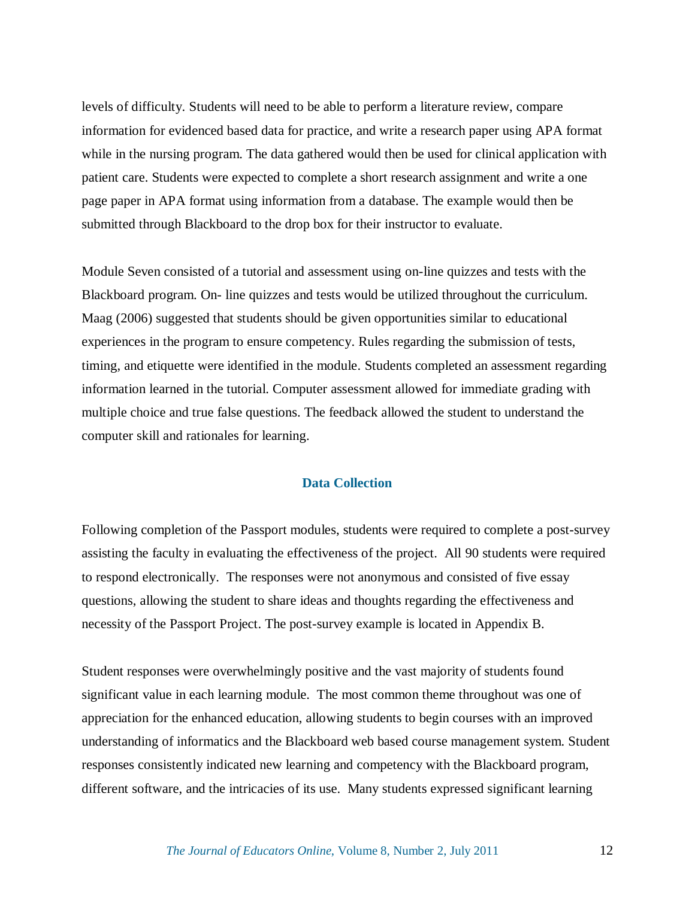levels of difficulty. Students will need to be able to perform a literature review, compare information for evidenced based data for practice, and write a research paper using APA format while in the nursing program. The data gathered would then be used for clinical application with patient care. Students were expected to complete a short research assignment and write a one page paper in APA format using information from a database. The example would then be submitted through Blackboard to the drop box for their instructor to evaluate.

Module Seven consisted of a tutorial and assessment using on-line quizzes and tests with the Blackboard program. On- line quizzes and tests would be utilized throughout the curriculum. Maag (2006) suggested that students should be given opportunities similar to educational experiences in the program to ensure competency. Rules regarding the submission of tests, timing, and etiquette were identified in the module. Students completed an assessment regarding information learned in the tutorial. Computer assessment allowed for immediate grading with multiple choice and true false questions. The feedback allowed the student to understand the computer skill and rationales for learning.

## Data Collection

Following completion of the Passport modules, students were required to complete a post-survey assisting the faculty in evaluating the effectiveness of the project. All 90 students were required to respond electronically. The responses were not anonymous and consisted of five essay questions, allowing the student to share ideas and thoughts regarding the effectiveness and necessity of the Passport Project. The post-survey example is located in Appendix B.

Student responses were overwhelmingly positive and the vast majority of students found significant value in each learning module. The most common theme throughout was one of appreciation for the enhanced education, allowing students to begin courses with an improved understanding of informatics and the Blackboard web based course management system. Student responses consistently indicated new learning and competency with the Blackboard program, different software, and the intricacies of its use. Many students expressed significant learning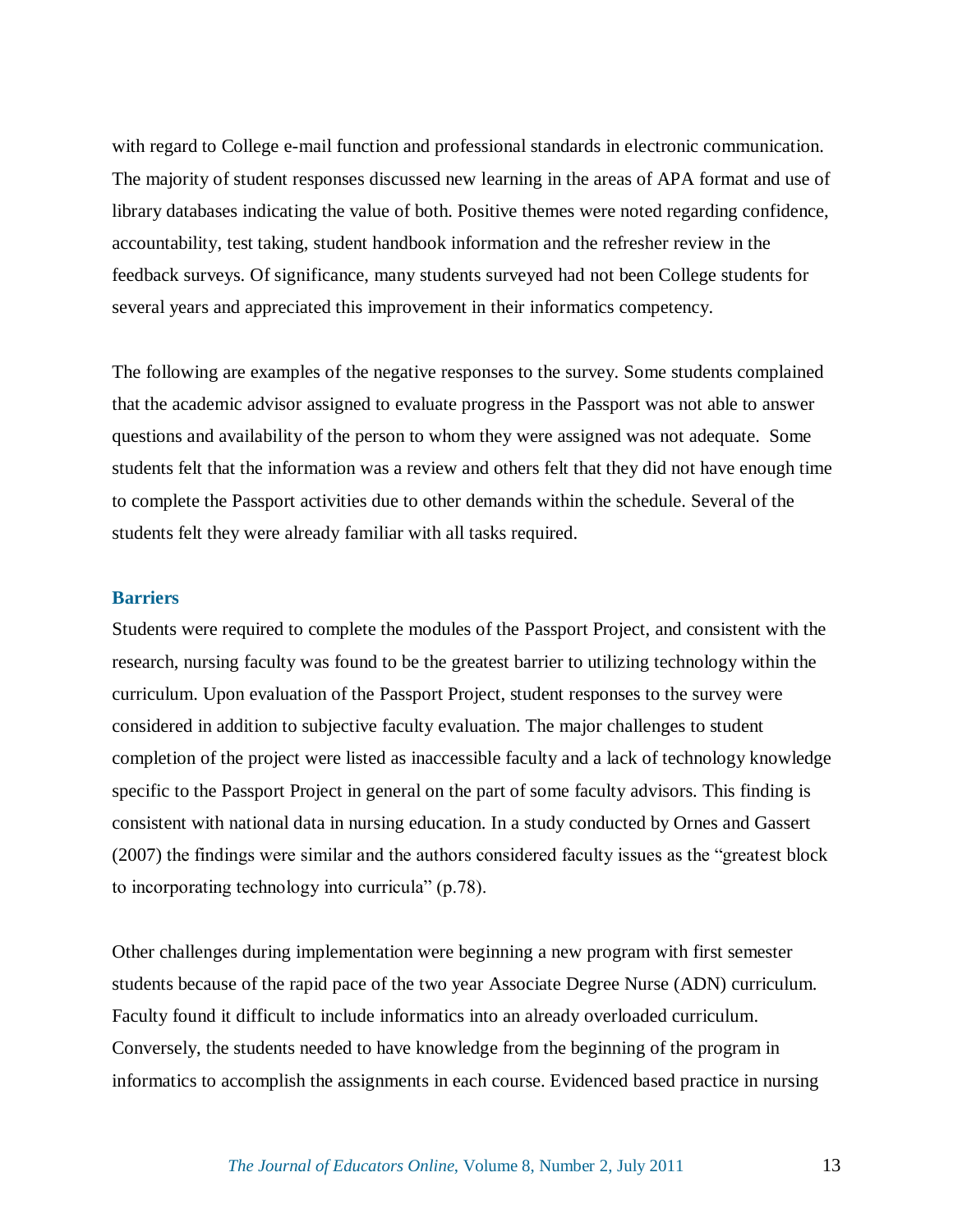with regard to College e-mail function and professional standards in electronic communication. The majority of student responses discussed new learning in the areas of APA format and use of library databases indicating the value of both. Positive themes were noted regarding confidence, accountability, test taking, student handbook information and the refresher review in the feedback surveys. Of significance, many students surveyed had not been College students for several years and appreciated this improvement in their informatics competency.

The following are examples of the negative responses to the survey. Some students complained that the academic advisor assigned to evaluate progress in the Passport was not able to answer questions and availability of the person to whom they were assigned was not adequate. Some students felt that the information was a review and others felt that they did not have enough time to complete the Passport activities due to other demands within the schedule. Several of the students felt they were already familiar with all tasks required.

## Barriers

Students were required to complete the modules of the Passport Project, and consistent with the research, nursing faculty was found to be the greatest barrier to utilizing technology within the curriculum. Upon evaluation of the Passport Project, student responses to the survey were considered in addition to subjective faculty evaluation. The major challenges to student completion of the project were listed as inaccessible faculty and a lack of technology knowledge specific to the Passport Project in general on the part of some faculty advisors. This finding is consistent with national data in nursing education. In a study conducted by Ornes and Gassert (2007) the findings were similar and the authors considered faculty issues as the "greatest block to incorporating technology into curricula" (p.78).

Other challenges during implementation were beginning a new program with first semester students because of the rapid pace of the two year Associate Degree Nurse (ADN) curriculum. Faculty found it difficult to include informatics into an already overloaded curriculum. Conversely, the students needed to have knowledge from the beginning of the program in informatics to accomplish the assignments in each course. Evidenced based practice in nursing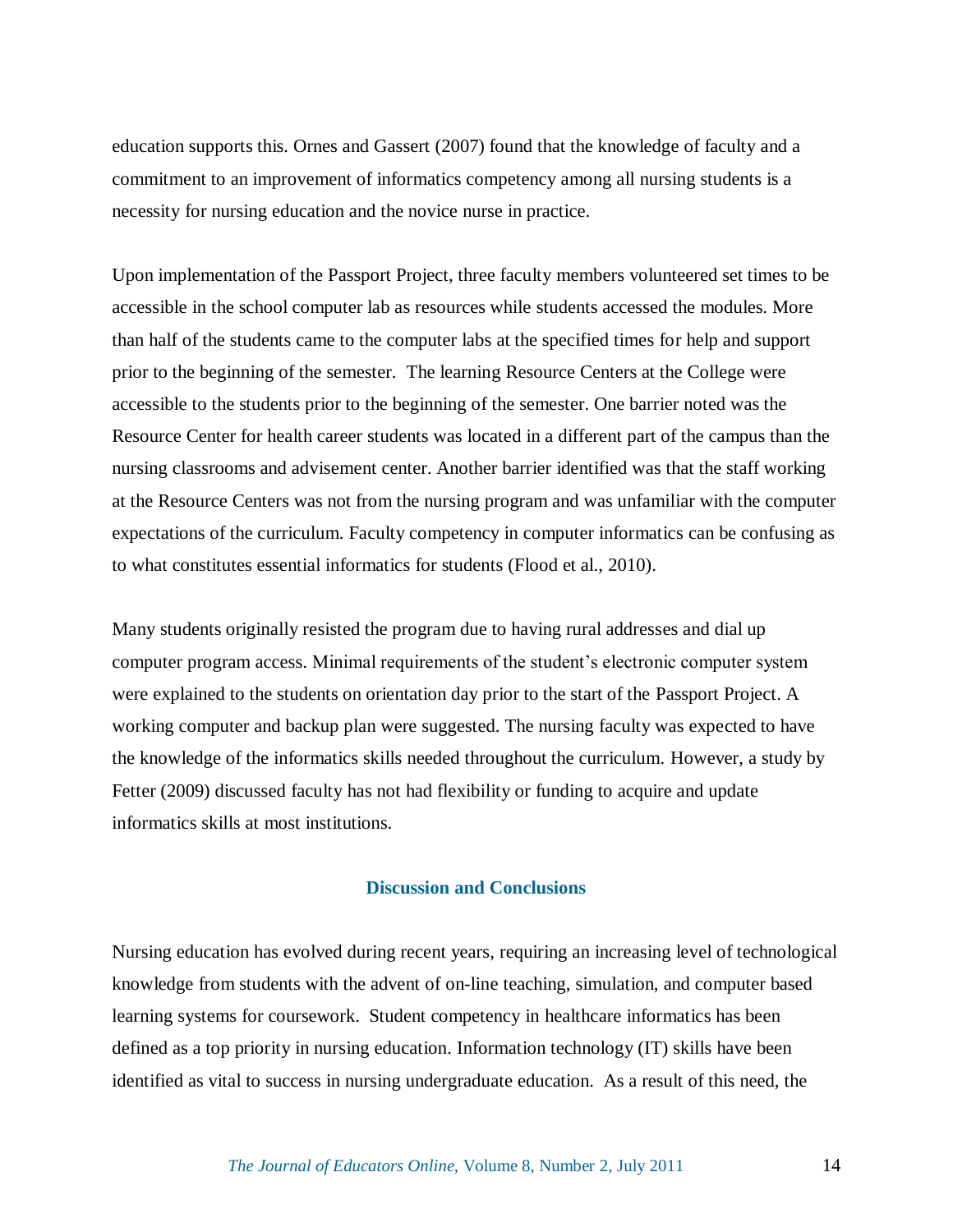education supports this. Ornes and Gassert (2007) found that the knowledge of faculty and a commitment to an improvement of informatics competency among all nursing students is a necessity for nursing education and the novice nurse in practice.

Upon implementation of the Passport Project, three faculty members volunteered set times to be accessible in the school computer lab as resources while students accessed the modules. More than half of the students came to the computer labs at the specified times for help and support prior to the beginning of the semester. The learning Resource Centers at the College were accessible to the students prior to the beginning of the semester. One barrier noted was the Resource Center for health career students was located in a different part of the campus than the nursing classrooms and advisement center. Another barrier identified was that the staff working at the Resource Centers was not from the nursing program and was unfamiliar with the computer expectations of the curriculum. Faculty competency in computer informatics can be confusing as to what constitutes essential informatics for students (Flood et al., 2010).

Many students originally resisted the program due to having rural addresses and dial up computer program access. Minimal requirements of the student's electronic computer system were explained to the students on orientation day prior to the start of the Passport Project. A working computer and backup plan were suggested. The nursing faculty was expected to have the knowledge of the informatics skills needed throughout the curriculum. However, a study by Fetter (2009) discussed faculty has not had flexibility or funding to acquire and update informatics skills at most institutions.

## Discussion and Conclusions

Nursing education has evolved during recent years, requiring an increasing level of technological knowledge from students with the advent of on-line teaching, simulation, and computer based learning systems for coursework. Student competency in healthcare informatics has been defined as a top priority in nursing education. Information technology (IT) skills have been identified as vital to success in nursing undergraduate education. As a result of this need, the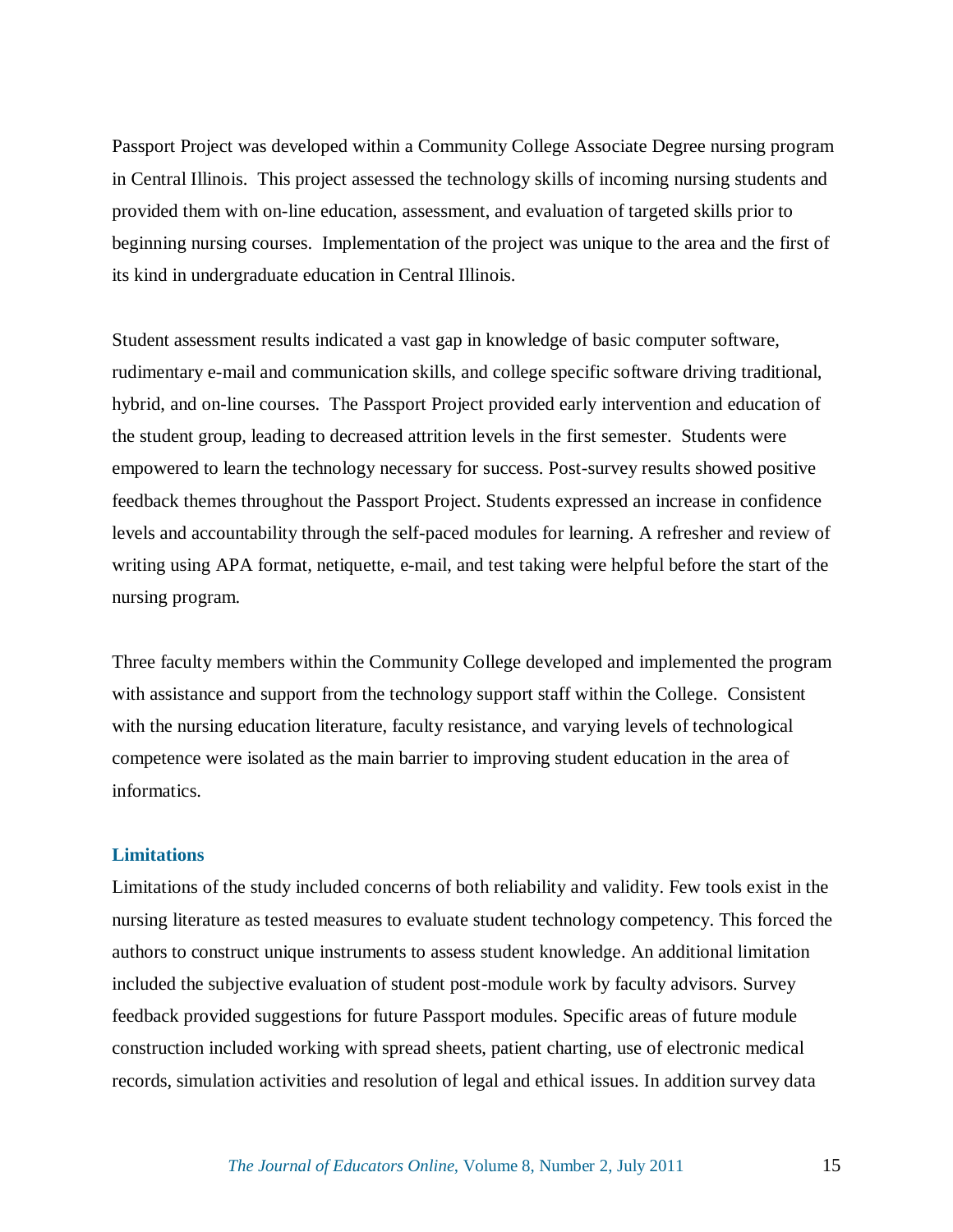Passport Project was developed within a Community College Associate Degree nursing program in Central Illinois. This project assessed the technology skills of incoming nursing students and provided them with on-line education, assessment, and evaluation of targeted skills prior to beginning nursing courses. Implementation of the project was unique to the area and the first of its kind in undergraduate education in Central Illinois.

Student assessment results indicated a vast gap in knowledge of basic computer software, rudimentary e-mail and communication skills, and college specific software driving traditional, hybrid, and on-line courses. The Passport Project provided early intervention and education of the student group, leading to decreased attrition levels in the first semester. Students were empowered to learn the technology necessary for success. Post-survey results showed positive feedback themes throughout the Passport Project. Students expressed an increase in confidence levels and accountability through the self-paced modules for learning. A refresher and review of writing using APA format, netiquette, e-mail, and test taking were helpful before the start of the nursing program.

Three faculty members within the Community College developed and implemented the program with assistance and support from the technology support staff within the College. Consistent with the nursing education literature, faculty resistance, and varying levels of technological competence were isolated as the main barrier to improving student education in the area of informatics.

## Limitations

Limitations of the study included concerns of both reliability and validity. Few tools exist in the nursing literature as tested measures to evaluate student technology competency. This forced the authors to construct unique instruments to assess student knowledge. An additional limitation included the subjective evaluation of student post-module work by faculty advisors. Survey feedback provided suggestions for future Passport modules. Specific areas of future module construction included working with spread sheets, patient charting, use of electronic medical records, simulation activities and resolution of legal and ethical issues. In addition survey data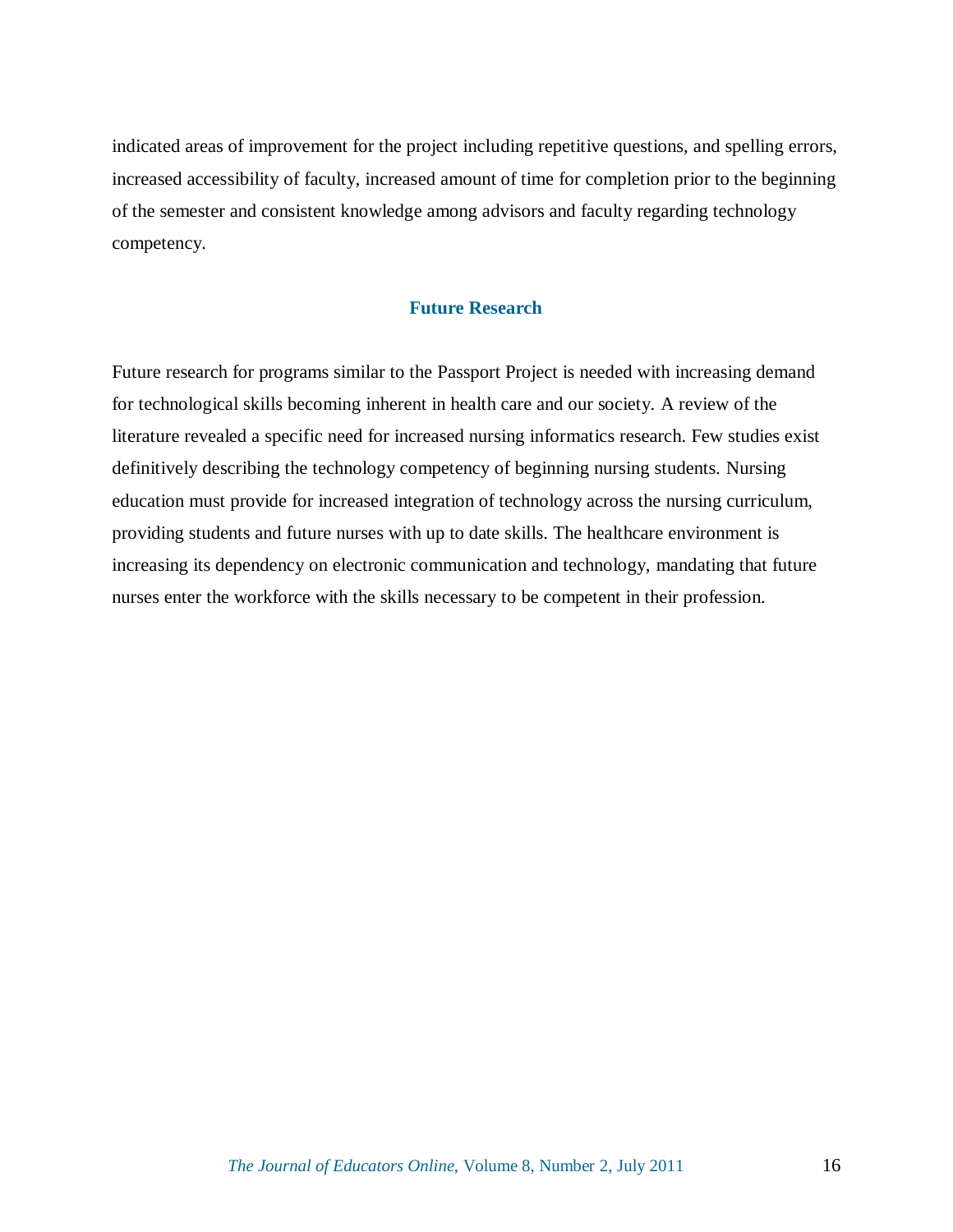indicated areas of improvement for the project including repetitive questions, and spelling errors, increased accessibility of faculty, increased amount of time for completion prior to the beginning of the semester and consistent knowledge among advisors and faculty regarding technology competency.

## Future Research

Future research for programs similar to the Passport Project is needed with increasing demand for technological skills becoming inherent in health care and our society. A review of the literature revealed a specific need for increased nursing informatics research. Few studies exist definitively describing the technology competency of beginning nursing students. Nursing education must provide for increased integration of technology across the nursing curriculum, providing students and future nurses with up to date skills. The healthcare environment is increasing its dependency on electronic communication and technology, mandating that future nurses enter the workforce with the skills necessary to be competent in their profession.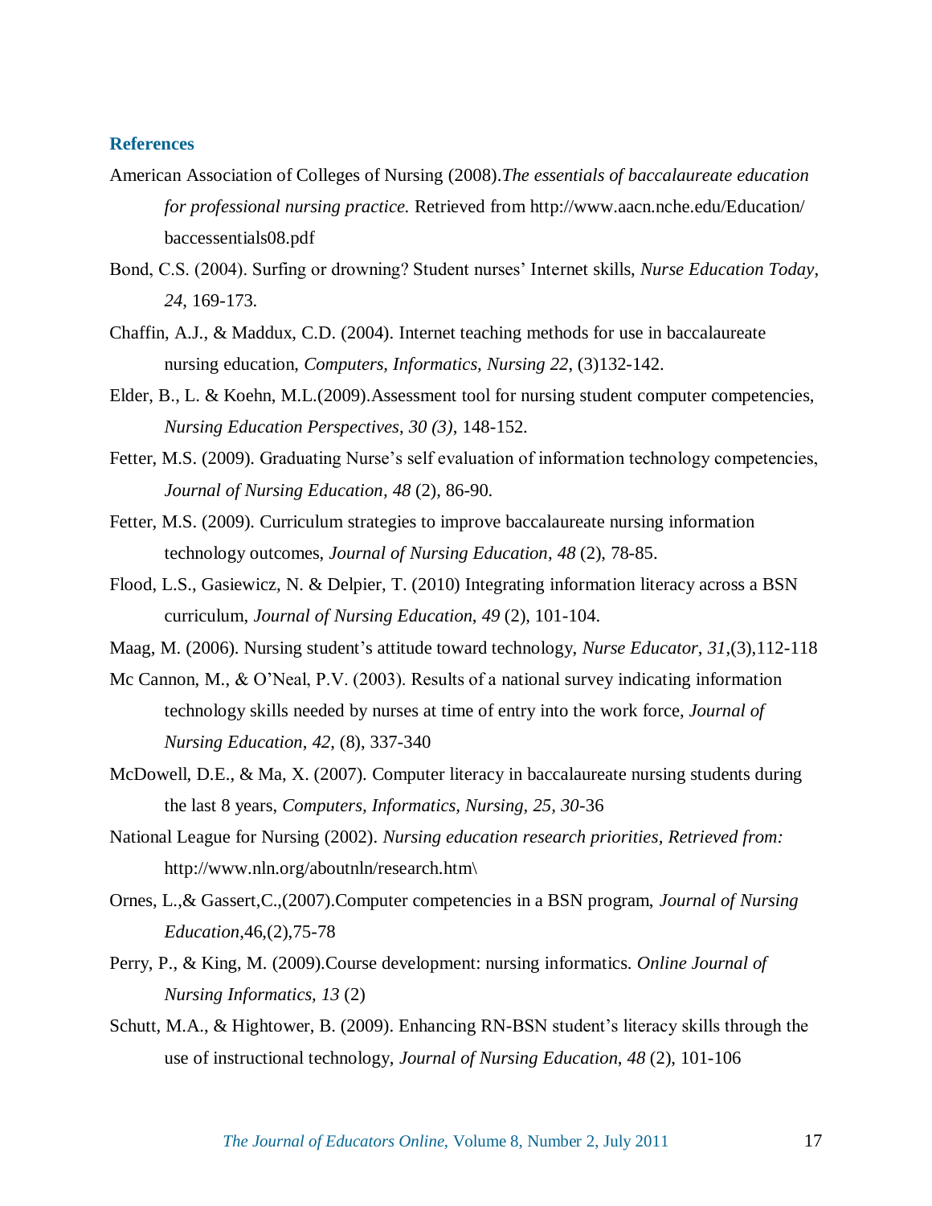## References

American Association of Colleges of Nursing (2008).*The essentials of baccalaureate education for professional nursing practice.* Retrieved from http://www.aacn.nche.edu/Education/baccessentials08.pdf

Bond, C.S. (2004). Surfing or drowning? Student nurses' Internet skills, *Nurse Education Today*, *24*, 169-173.

Chaffin, A.J., & Maddux, C.D. (2004). Internet teaching methods for use in baccalaureate nursing education, *Computers, Informatics, Nursing 22,* (3)132-142.

Elder, B., L. & Koehn, M.L.(2009).Assessment tool for nursing student computer competencies, *Nursing Education Perspectives*, *30 (3)*, 148-152.

Fetter, M.S. (2009). Graduating Nurse's self evaluation of information technology competencies, *Journal of Nursing Education, 48* (2), 86-90.

Fetter, M.S. (2009). Curriculum strategies to improve baccalaureate nursing information technology outcomes, *Journal of Nursing Education, 48* (2), 78-85.

Flood, L.S., Gasiewicz, N. & Delpier, T. (2010) Integrating information literacy across a BSN curriculum, *Journal of Nursing Education*, *49* (2), 101-104.

Maag, M. (2006). Nursing student's attitude toward technology, *Nurse Educator*, *31*,(3),112-118

Mc Cannon, M., & O'Neal, P.V. (2003). Results of a national survey indicating information technology skills needed by nurses at time of entry into the work force, *Journal of Nursing Education*, *42*, (8), 337-340

McDowell, D.E., & Ma, X. (2007). Computer literacy in baccalaureate nursing students during the last 8 years, *Computers, Informatics, Nursing, 25, 30*-36

National League for Nursing (2002). *Nursing education research priorities, Retrieved from:* http://www.nln.org/aboutnln/research.htm\

Ornes, L.,& Gassert,C.,(2007).Computer competencies in a BSN program, *Journal of Nursing Education*,46,(2),75-78

Perry, P., & King, M. (2009).Course development: nursing informatics. *Online Journal of Nursing Informatics*, *13* (2)

Schutt, M.A., & Hightower, B. (2009). Enhancing RN-BSN student's literacy skills through the use of instructional technology, *Journal of Nursing Education*, *48* (2), 101-106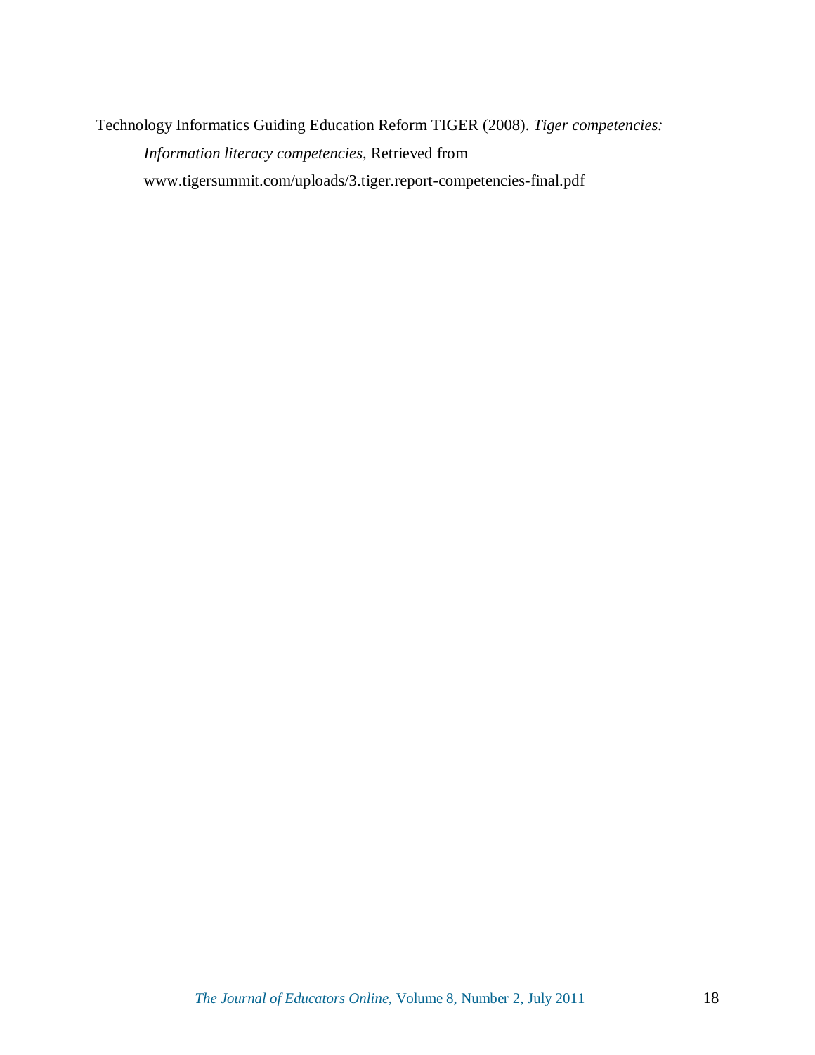Technology Informatics Guiding Education Reform TIGER (2008). *Tiger competencies: Information literacy competencies,* Retrieved from www.tigersummit.com/uploads/3.tiger.report-competencies-final.pdf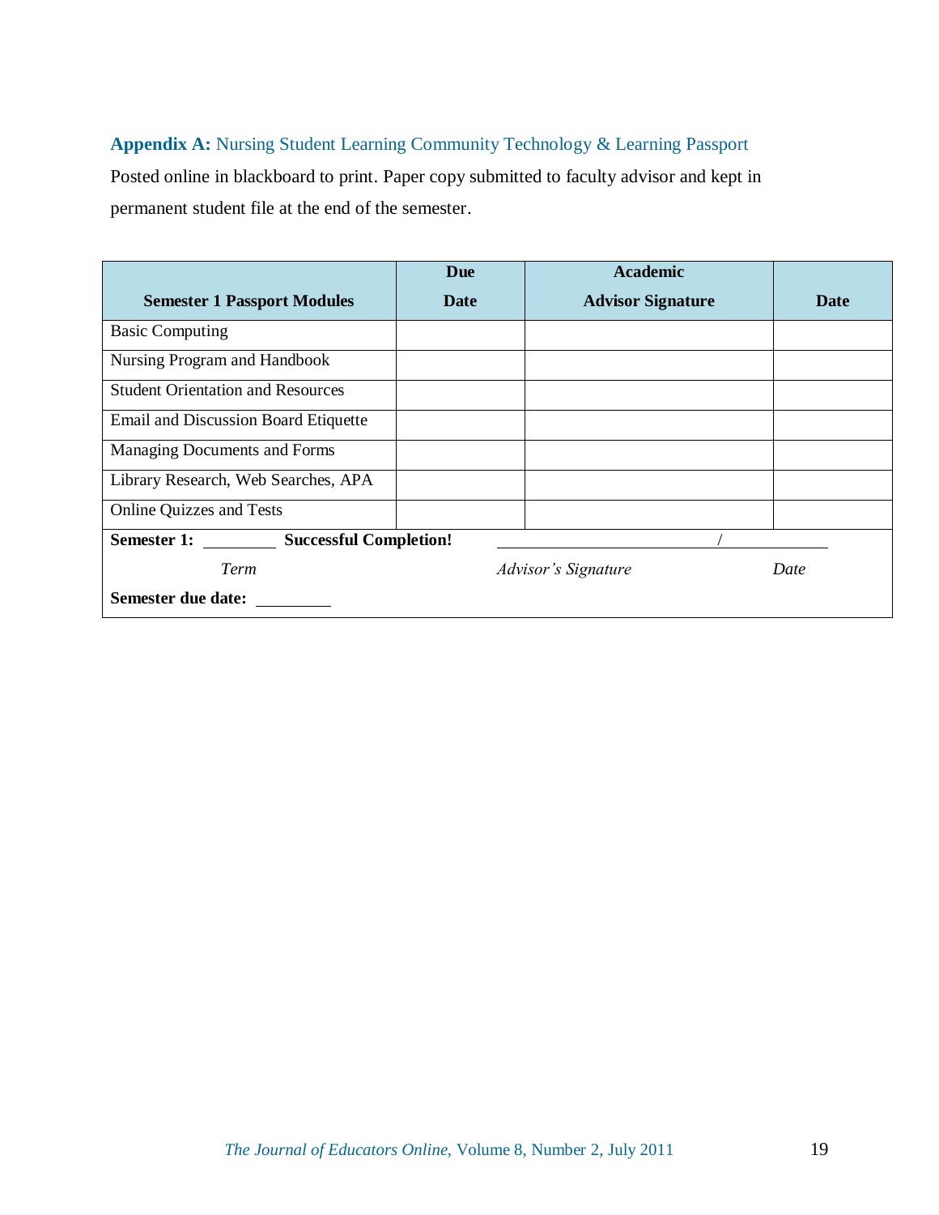### **Appendix A:** Nursing Student Learning Community Technology & Learning Passport

Posted online in blackboard to print. Paper copy submitted to faculty advisor and kept in permanent student file at the end of the semester.

| Semester 1 Passport Modules | Due Date | Academic Advisor Signature | Date |
|---|---|---|---|
| Basic Computing | | | |
| Nursing Program and Handbook | | | |
| Student Orientation and Resources | | | |
| Email and Discussion Board Etiquette | | | |
| Managing Documents and Forms | | | |
| Library Research, Web Searches, APA | | | |
| Online Quizzes and Tests | | | |
| **Semester 1:** ________ **Successful Completion!** | | ______________________ / __________ | |
| *Term* | | *Advisor's Signature* | *Date* |
| **Semester due date:** ________ | | | |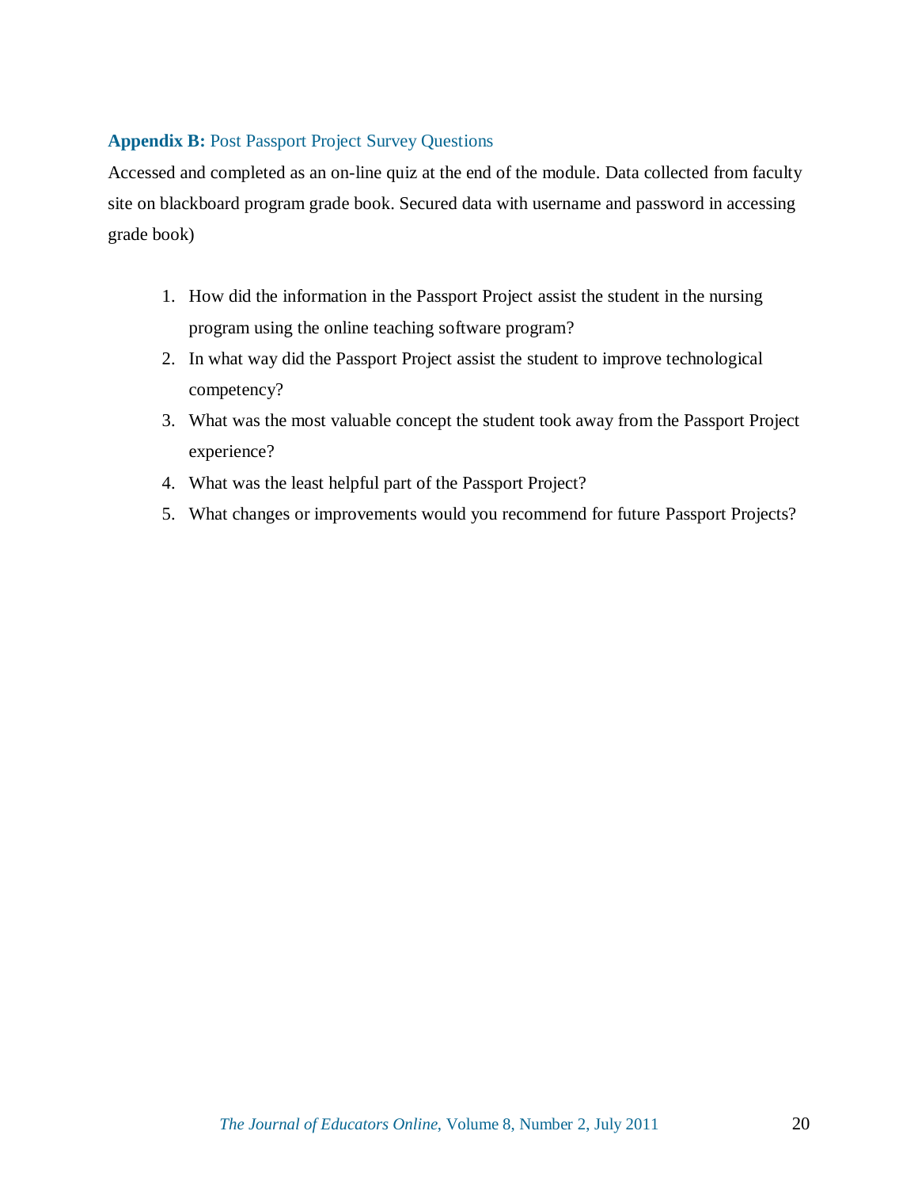## **Appendix B:** Post Passport Project Survey Questions

Accessed and completed as an on-line quiz at the end of the module. Data collected from faculty site on blackboard program grade book. Secured data with username and password in accessing grade book)

1. How did the information in the Passport Project assist the student in the nursing program using the online teaching software program?
2. In what way did the Passport Project assist the student to improve technological competency?
3. What was the most valuable concept the student took away from the Passport Project experience?
4. What was the least helpful part of the Passport Project?
5. What changes or improvements would you recommend for future Passport Projects?